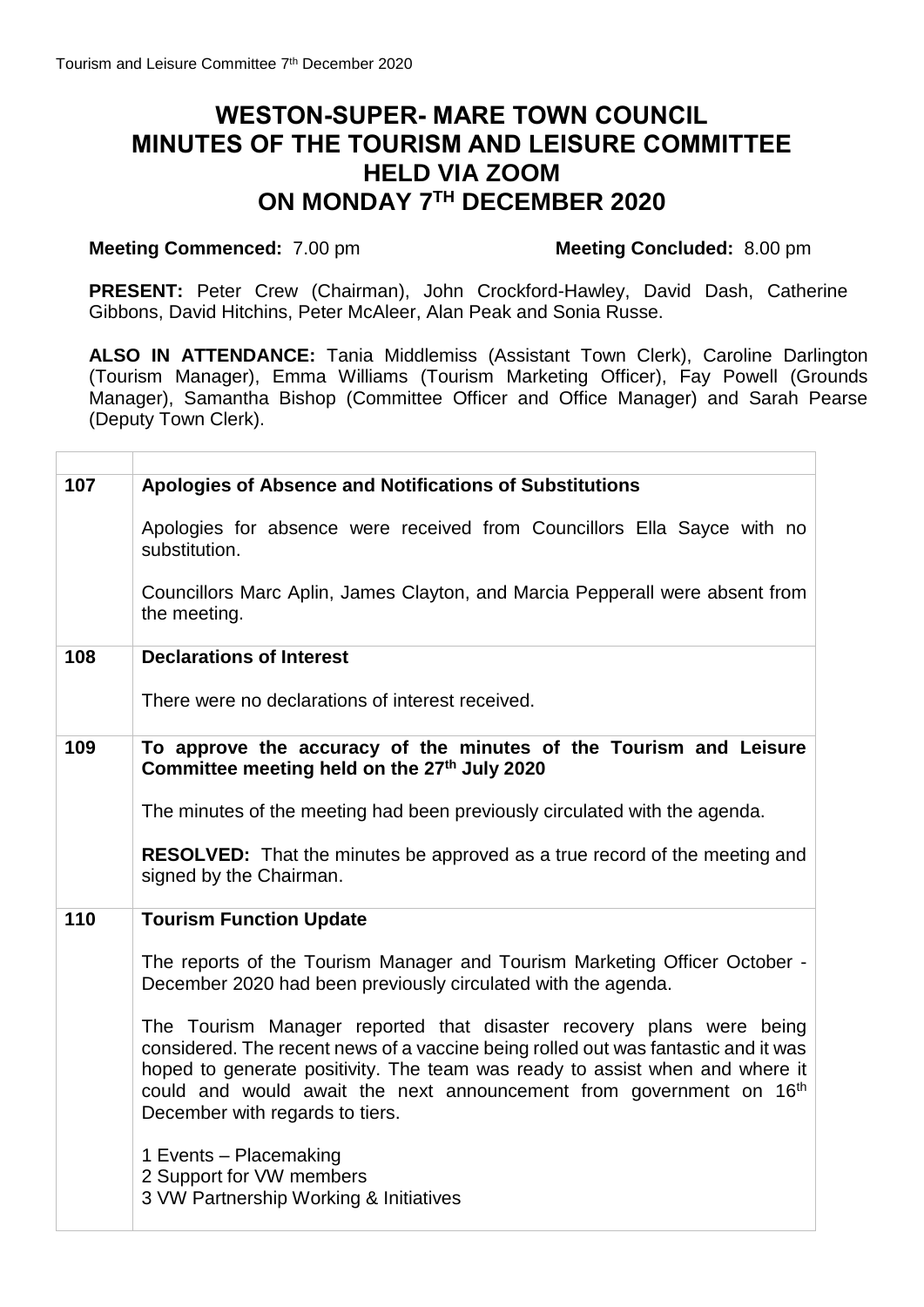# WESTON-SUPER- MARE TOWN COUNCIL
# MINUTES OF THE TOURISM AND LEISURE COMMITTEE
# HELD VIA ZOOM
# ON MONDAY 7TH DECEMBER 2020

**Meeting Commenced:** 7.00 pm **Meeting Concluded:** 8.00 pm

**PRESENT:** Peter Crew (Chairman), John Crockford-Hawley, David Dash, Catherine Gibbons, David Hitchins, Peter McAleer, Alan Peak and Sonia Russe.

**ALSO IN ATTENDANCE:** Tania Middlemiss (Assistant Town Clerk), Caroline Darlington (Tourism Manager), Emma Williams (Tourism Marketing Officer), Fay Powell (Grounds Manager), Samantha Bishop (Committee Officer and Office Manager) and Sarah Pearse (Deputy Town Clerk).

| | |
|---|---|
| **107** | **Apologies of Absence and Notifications of Substitutions**<br><br>Apologies for absence were received from Councillors Ella Sayce with no substitution.<br><br>Councillors Marc Aplin, James Clayton, and Marcia Pepperall were absent from the meeting. |
| **108** | **Declarations of Interest**<br><br>There were no declarations of interest received. |
| **109** | **To approve the accuracy of the minutes of the Tourism and Leisure Committee meeting held on the 27th July 2020**<br><br>The minutes of the meeting had been previously circulated with the agenda.<br><br>**RESOLVED:** That the minutes be approved as a true record of the meeting and signed by the Chairman. |
| **110** | **Tourism Function Update**<br><br>The reports of the Tourism Manager and Tourism Marketing Officer October - December 2020 had been previously circulated with the agenda.<br><br>The Tourism Manager reported that disaster recovery plans were being considered. The recent news of a vaccine being rolled out was fantastic and it was hoped to generate positivity. The team was ready to assist when and where it could and would await the next announcement from government on 16th December with regards to tiers.<br><br>1 Events – Placemaking<br>2 Support for VW members<br>3 VW Partnership Working & Initiatives |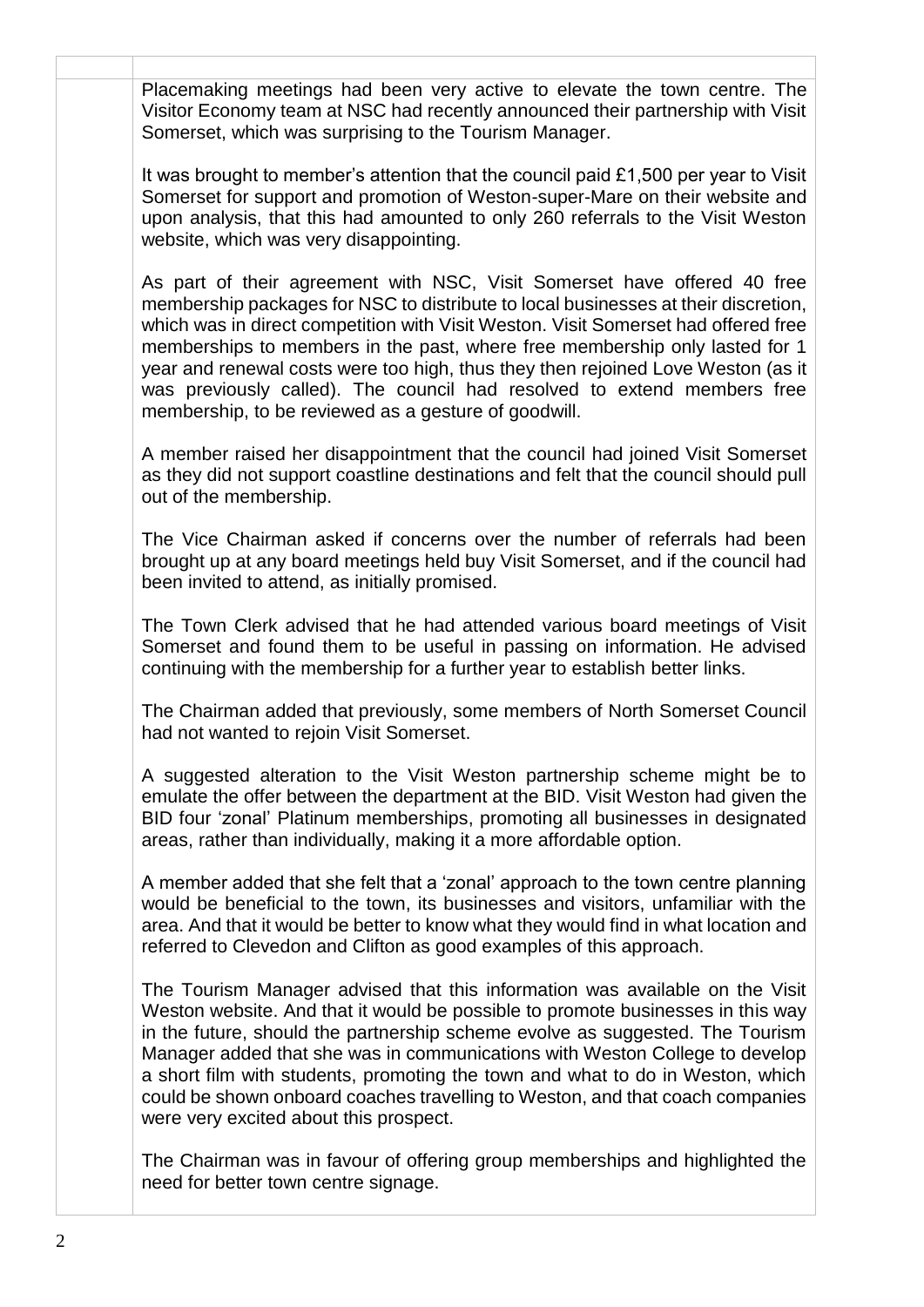Placemaking meetings had been very active to elevate the town centre. The Visitor Economy team at NSC had recently announced their partnership with Visit Somerset, which was surprising to the Tourism Manager.

It was brought to member's attention that the council paid £1,500 per year to Visit Somerset for support and promotion of Weston-super-Mare on their website and upon analysis, that this had amounted to only 260 referrals to the Visit Weston website, which was very disappointing.

As part of their agreement with NSC, Visit Somerset have offered 40 free membership packages for NSC to distribute to local businesses at their discretion, which was in direct competition with Visit Weston. Visit Somerset had offered free memberships to members in the past, where free membership only lasted for 1 year and renewal costs were too high, thus they then rejoined Love Weston (as it was previously called). The council had resolved to extend members free membership, to be reviewed as a gesture of goodwill.

A member raised her disappointment that the council had joined Visit Somerset as they did not support coastline destinations and felt that the council should pull out of the membership.

The Vice Chairman asked if concerns over the number of referrals had been brought up at any board meetings held buy Visit Somerset, and if the council had been invited to attend, as initially promised.

The Town Clerk advised that he had attended various board meetings of Visit Somerset and found them to be useful in passing on information. He advised continuing with the membership for a further year to establish better links.

The Chairman added that previously, some members of North Somerset Council had not wanted to rejoin Visit Somerset.

A suggested alteration to the Visit Weston partnership scheme might be to emulate the offer between the department at the BID. Visit Weston had given the BID four 'zonal' Platinum memberships, promoting all businesses in designated areas, rather than individually, making it a more affordable option.

A member added that she felt that a 'zonal' approach to the town centre planning would be beneficial to the town, its businesses and visitors, unfamiliar with the area. And that it would be better to know what they would find in what location and referred to Clevedon and Clifton as good examples of this approach.

The Tourism Manager advised that this information was available on the Visit Weston website. And that it would be possible to promote businesses in this way in the future, should the partnership scheme evolve as suggested. The Tourism Manager added that she was in communications with Weston College to develop a short film with students, promoting the town and what to do in Weston, which could be shown onboard coaches travelling to Weston, and that coach companies were very excited about this prospect.

The Chairman was in favour of offering group memberships and highlighted the need for better town centre signage.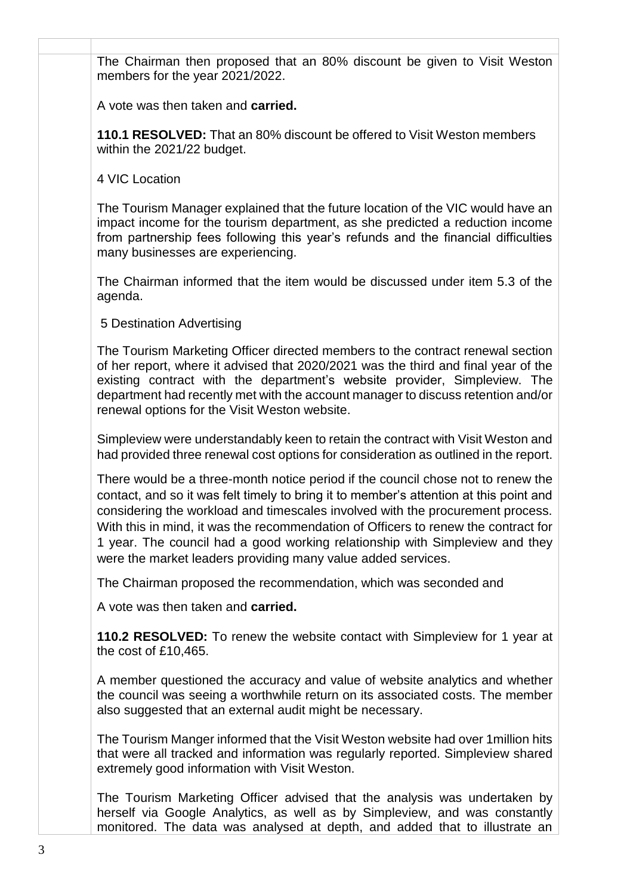The Chairman then proposed that an 80% discount be given to Visit Weston members for the year 2021/2022.

A vote was then taken and **carried.**

**110.1 RESOLVED:** That an 80% discount be offered to Visit Weston members within the 2021/22 budget.

4 VIC Location

The Tourism Manager explained that the future location of the VIC would have an impact income for the tourism department, as she predicted a reduction income from partnership fees following this year's refunds and the financial difficulties many businesses are experiencing.

The Chairman informed that the item would be discussed under item 5.3 of the agenda.

5 Destination Advertising

The Tourism Marketing Officer directed members to the contract renewal section of her report, where it advised that 2020/2021 was the third and final year of the existing contract with the department's website provider, Simpleview. The department had recently met with the account manager to discuss retention and/or renewal options for the Visit Weston website.

Simpleview were understandably keen to retain the contract with Visit Weston and had provided three renewal cost options for consideration as outlined in the report.

There would be a three-month notice period if the council chose not to renew the contact, and so it was felt timely to bring it to member's attention at this point and considering the workload and timescales involved with the procurement process. With this in mind, it was the recommendation of Officers to renew the contract for 1 year. The council had a good working relationship with Simpleview and they were the market leaders providing many value added services.

The Chairman proposed the recommendation, which was seconded and

A vote was then taken and **carried.**

**110.2 RESOLVED:** To renew the website contact with Simpleview for 1 year at the cost of £10,465.

A member questioned the accuracy and value of website analytics and whether the council was seeing a worthwhile return on its associated costs. The member also suggested that an external audit might be necessary.

The Tourism Manger informed that the Visit Weston website had over 1million hits that were all tracked and information was regularly reported. Simpleview shared extremely good information with Visit Weston.

The Tourism Marketing Officer advised that the analysis was undertaken by herself via Google Analytics, as well as by Simpleview, and was constantly monitored. The data was analysed at depth, and added that to illustrate an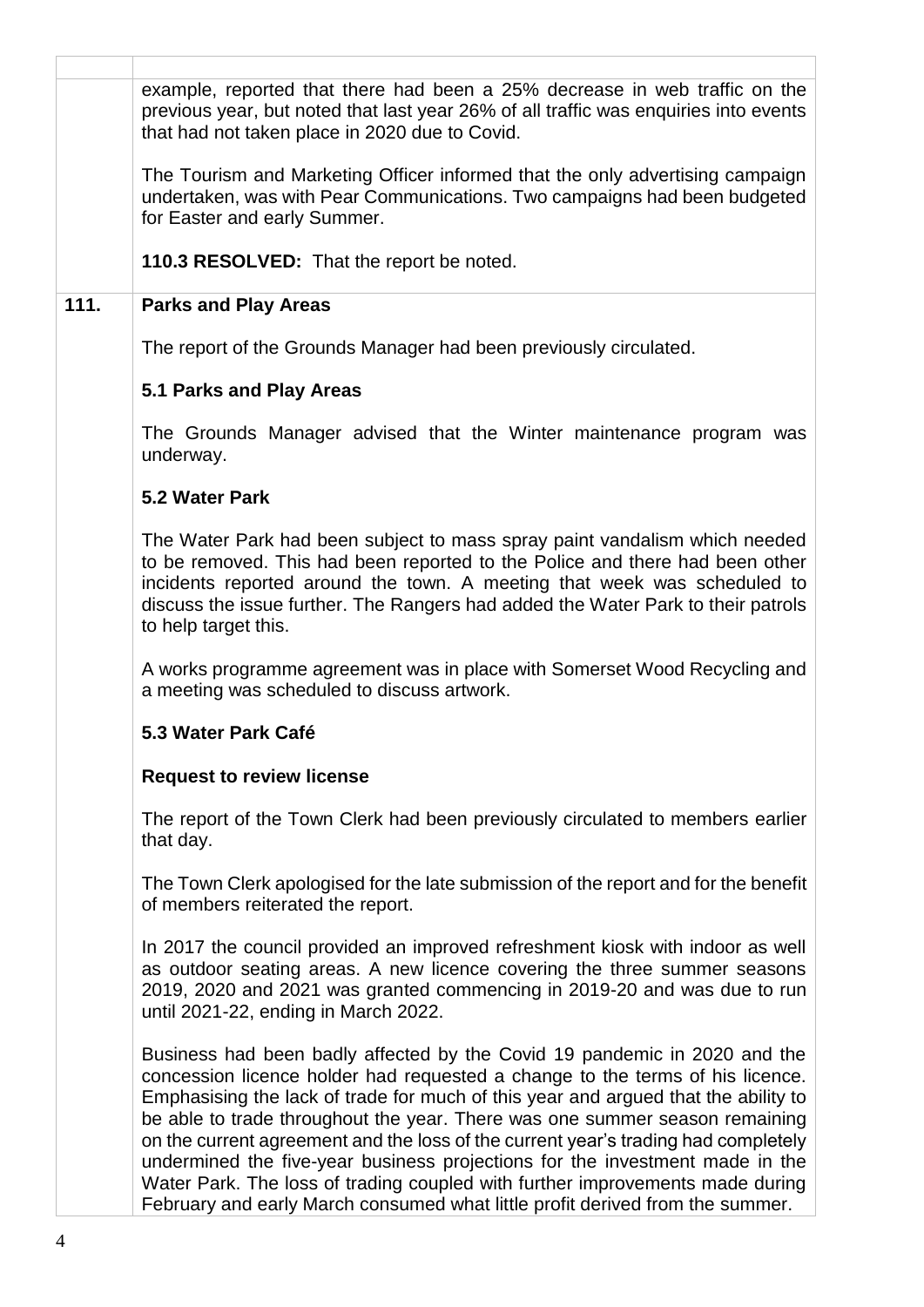example, reported that there had been a 25% decrease in web traffic on the previous year, but noted that last year 26% of all traffic was enquiries into events that had not taken place in 2020 due to Covid.

The Tourism and Marketing Officer informed that the only advertising campaign undertaken, was with Pear Communications. Two campaigns had been budgeted for Easter and early Summer.

**110.3 RESOLVED:** That the report be noted.

## 111. Parks and Play Areas

The report of the Grounds Manager had been previously circulated.

### 5.1 Parks and Play Areas

The Grounds Manager advised that the Winter maintenance program was underway.

### 5.2 Water Park

The Water Park had been subject to mass spray paint vandalism which needed to be removed. This had been reported to the Police and there had been other incidents reported around the town. A meeting that week was scheduled to discuss the issue further. The Rangers had added the Water Park to their patrols to help target this.

A works programme agreement was in place with Somerset Wood Recycling and a meeting was scheduled to discuss artwork.

### 5.3 Water Park Café

**Request to review license**

The report of the Town Clerk had been previously circulated to members earlier that day.

The Town Clerk apologised for the late submission of the report and for the benefit of members reiterated the report.

In 2017 the council provided an improved refreshment kiosk with indoor as well as outdoor seating areas. A new licence covering the three summer seasons 2019, 2020 and 2021 was granted commencing in 2019-20 and was due to run until 2021-22, ending in March 2022.

Business had been badly affected by the Covid 19 pandemic in 2020 and the concession licence holder had requested a change to the terms of his licence. Emphasising the lack of trade for much of this year and argued that the ability to be able to trade throughout the year. There was one summer season remaining on the current agreement and the loss of the current year's trading had completely undermined the five-year business projections for the investment made in the Water Park. The loss of trading coupled with further improvements made during February and early March consumed what little profit derived from the summer.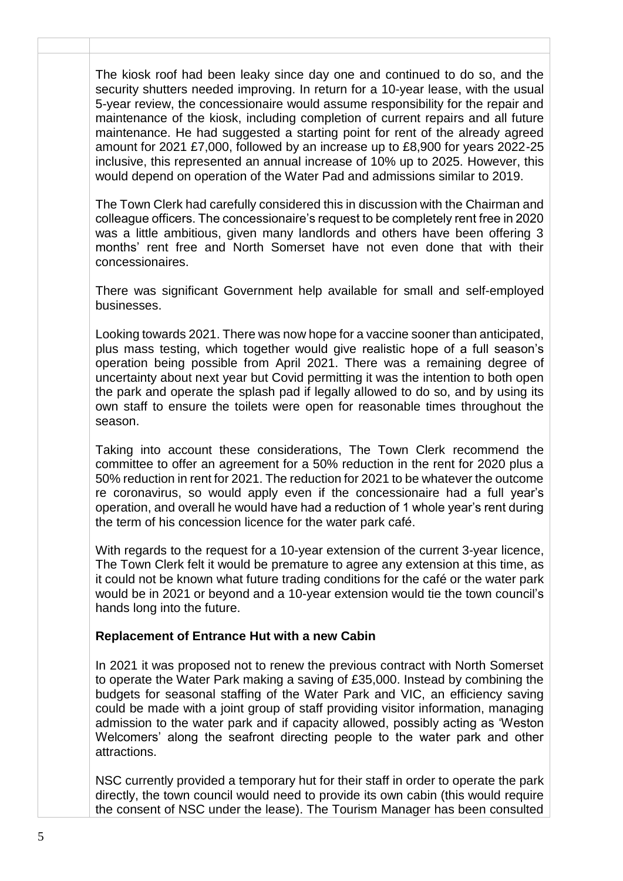The kiosk roof had been leaky since day one and continued to do so, and the security shutters needed improving. In return for a 10-year lease, with the usual 5-year review, the concessionaire would assume responsibility for the repair and maintenance of the kiosk, including completion of current repairs and all future maintenance. He had suggested a starting point for rent of the already agreed amount for 2021 £7,000, followed by an increase up to £8,900 for years 2022-25 inclusive, this represented an annual increase of 10% up to 2025. However, this would depend on operation of the Water Pad and admissions similar to 2019.

The Town Clerk had carefully considered this in discussion with the Chairman and colleague officers. The concessionaire's request to be completely rent free in 2020 was a little ambitious, given many landlords and others have been offering 3 months' rent free and North Somerset have not even done that with their concessionaires.

There was significant Government help available for small and self-employed businesses.

Looking towards 2021. There was now hope for a vaccine sooner than anticipated, plus mass testing, which together would give realistic hope of a full season's operation being possible from April 2021. There was a remaining degree of uncertainty about next year but Covid permitting it was the intention to both open the park and operate the splash pad if legally allowed to do so, and by using its own staff to ensure the toilets were open for reasonable times throughout the season.

Taking into account these considerations, The Town Clerk recommend the committee to offer an agreement for a 50% reduction in the rent for 2020 plus a 50% reduction in rent for 2021. The reduction for 2021 to be whatever the outcome re coronavirus, so would apply even if the concessionaire had a full year's operation, and overall he would have had a reduction of 1 whole year's rent during the term of his concession licence for the water park café.

With regards to the request for a 10-year extension of the current 3-year licence, The Town Clerk felt it would be premature to agree any extension at this time, as it could not be known what future trading conditions for the café or the water park would be in 2021 or beyond and a 10-year extension would tie the town council's hands long into the future.

**Replacement of Entrance Hut with a new Cabin**

In 2021 it was proposed not to renew the previous contract with North Somerset to operate the Water Park making a saving of £35,000. Instead by combining the budgets for seasonal staffing of the Water Park and VIC, an efficiency saving could be made with a joint group of staff providing visitor information, managing admission to the water park and if capacity allowed, possibly acting as 'Weston Welcomers' along the seafront directing people to the water park and other attractions.

NSC currently provided a temporary hut for their staff in order to operate the park directly, the town council would need to provide its own cabin (this would require the consent of NSC under the lease). The Tourism Manager has been consulted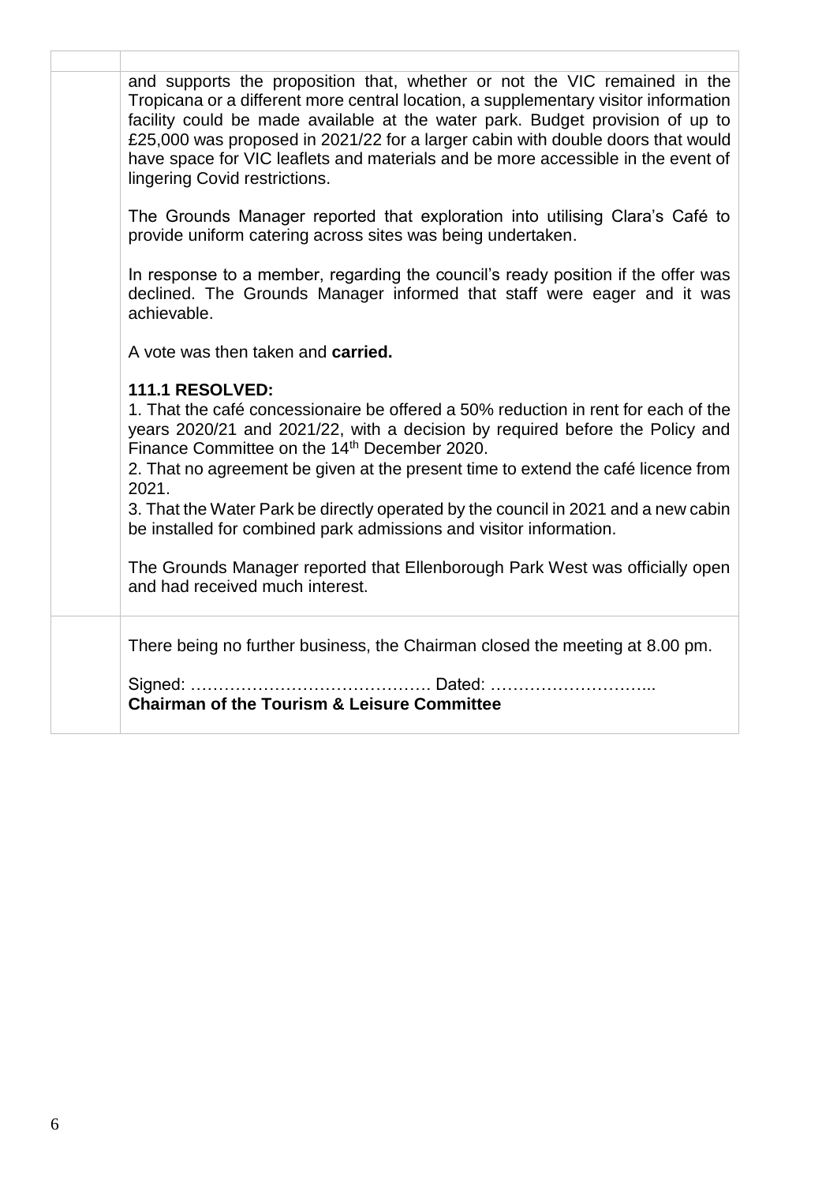and supports the proposition that, whether or not the VIC remained in the Tropicana or a different more central location, a supplementary visitor information facility could be made available at the water park. Budget provision of up to £25,000 was proposed in 2021/22 for a larger cabin with double doors that would have space for VIC leaflets and materials and be more accessible in the event of lingering Covid restrictions.

The Grounds Manager reported that exploration into utilising Clara's Café to provide uniform catering across sites was being undertaken.

In response to a member, regarding the council's ready position if the offer was declined. The Grounds Manager informed that staff were eager and it was achievable.

A vote was then taken and **carried.**

**111.1 RESOLVED:**

1. That the café concessionaire be offered a 50% reduction in rent for each of the years 2020/21 and 2021/22, with a decision by required before the Policy and Finance Committee on the 14th December 2020.
2. That no agreement be given at the present time to extend the café licence from 2021.
3. That the Water Park be directly operated by the council in 2021 and a new cabin be installed for combined park admissions and visitor information.

The Grounds Manager reported that Ellenborough Park West was officially open and had received much interest.

There being no further business, the Chairman closed the meeting at 8.00 pm.

Signed: ……………………………………. Dated: ………………………...

**Chairman of the Tourism & Leisure Committee**